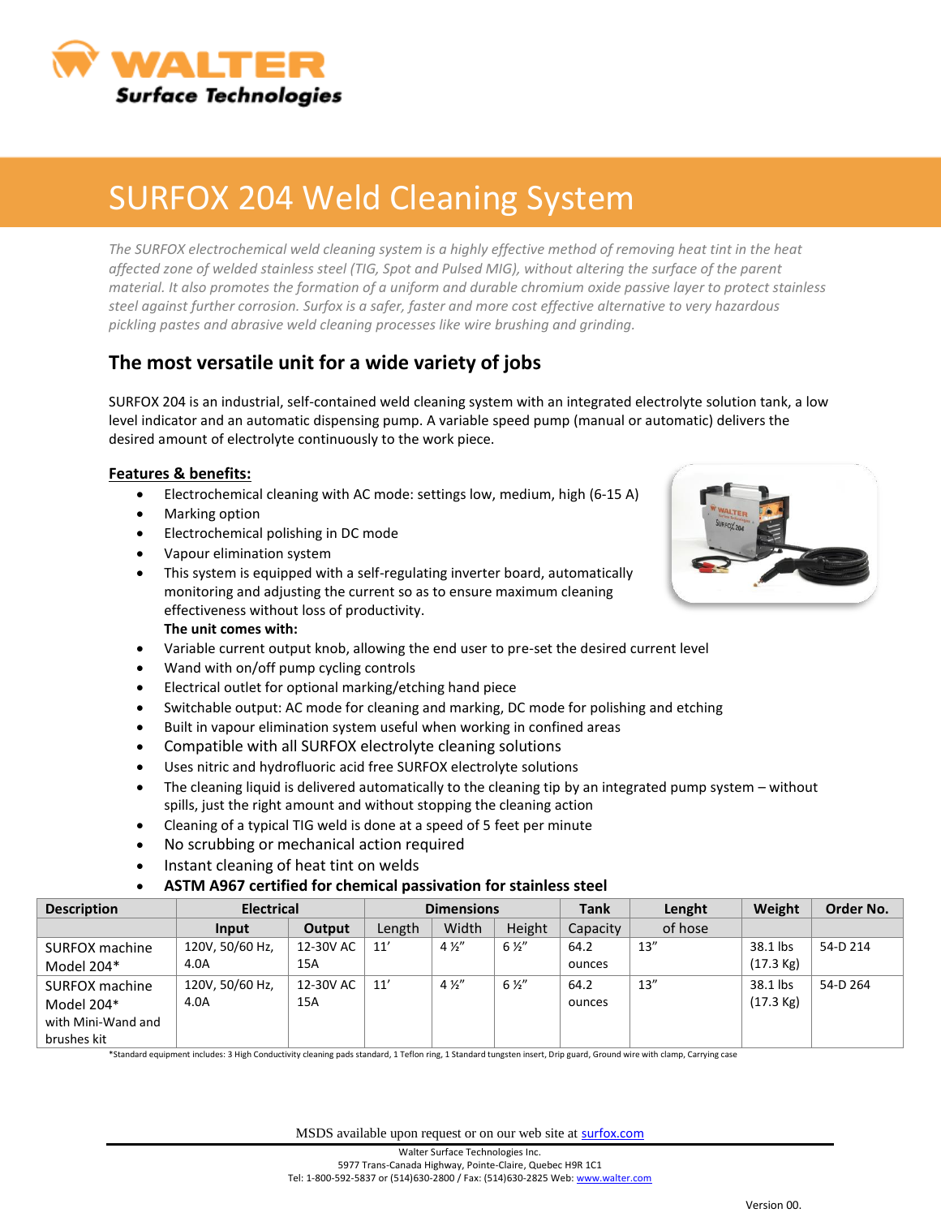# SURFOX 204 Weld Cleaning System

*The SURFOX electrochemical weld cleaning system is a highly effective method of removing heat tint in the heat affected zone of welded stainless steel (TIG, Spot and Pulsed MIG), without altering the surface of the parent material. It also promotes the formation of a uniform and durable chromium oxide passive layer to protect stainless steel against further corrosion. Surfox is a safer, faster and more cost effective alternative to very hazardous pickling pastes and abrasive weld cleaning processes like wire brushing and grinding.*

## The most versatile unit for a wide variety of jobs

SURFOX 204 is an industrial, self-contained weld cleaning system with an integrated electrolyte solution tank, a low level indicator and an automatic dispensing pump. A variable speed pump (manual or automatic) delivers the desired amount of electrolyte continuously to the work piece.

### Features & benefits:

- Electrochemical cleaning with AC mode: settings low, medium, high (6-15 A)
- Marking option
- Electrochemical polishing in DC mode
- Vapour elimination system
- This system is equipped with a self-regulating inverter board, automatically monitoring and adjusting the current so as to ensure maximum cleaning effectiveness without loss of productivity.

**The unit comes with:**

- Variable current output knob, allowing the end user to pre-set the desired current level
- Wand with on/off pump cycling controls
- Electrical outlet for optional marking/etching hand piece
- Switchable output: AC mode for cleaning and marking, DC mode for polishing and etching
- Built in vapour elimination system useful when working in confined areas
- Compatible with all SURFOX electrolyte cleaning solutions
- Uses nitric and hydrofluoric acid free SURFOX electrolyte solutions
- The cleaning liquid is delivered automatically to the cleaning tip by an integrated pump system – without spills, just the right amount and without stopping the cleaning action
- Cleaning of a typical TIG weld is done at a speed of 5 feet per minute
- No scrubbing or mechanical action required
- Instant cleaning of heat tint on welds
- **ASTM A967 certified for chemical passivation for stainless steel**

| Description | Electrical | | Dimensions | | | Tank | Lenght | Weight | Order No. |
|---|---|---|---|---|---|---|---|---|---|
| | Input | Output | Length | Width | Height | Capacity | of hose | | |
| SURFOX machine Model 204* | 120V, 50/60 Hz, 4.0A | 12-30V AC 15A | 11' | 4 ½" | 6 ½" | 64.2 ounces | 13" | 38.1 lbs (17.3 Kg) | 54-D 214 |
| SURFOX machine Model 204* with Mini-Wand and brushes kit | 120V, 50/60 Hz, 4.0A | 12-30V AC 15A | 11' | 4 ½" | 6 ½" | 64.2 ounces | 13" | 38.1 lbs (17.3 Kg) | 54-D 264 |

*Standard equipment includes: 3 High Conductivity cleaning pads standard, 1 Teflon ring, 1 Standard tungsten insert, Drip guard, Ground wire with clamp, Carrying case

MSDS available upon request or on our web site at surfox.com

Walter Surface Technologies Inc.
5977 Trans-Canada Highway, Pointe-Claire, Quebec H9R 1C1
Tel: 1-800-592-5837 or (514)630-2800 / Fax: (514)630-2825 Web: www.walter.com

Version 00.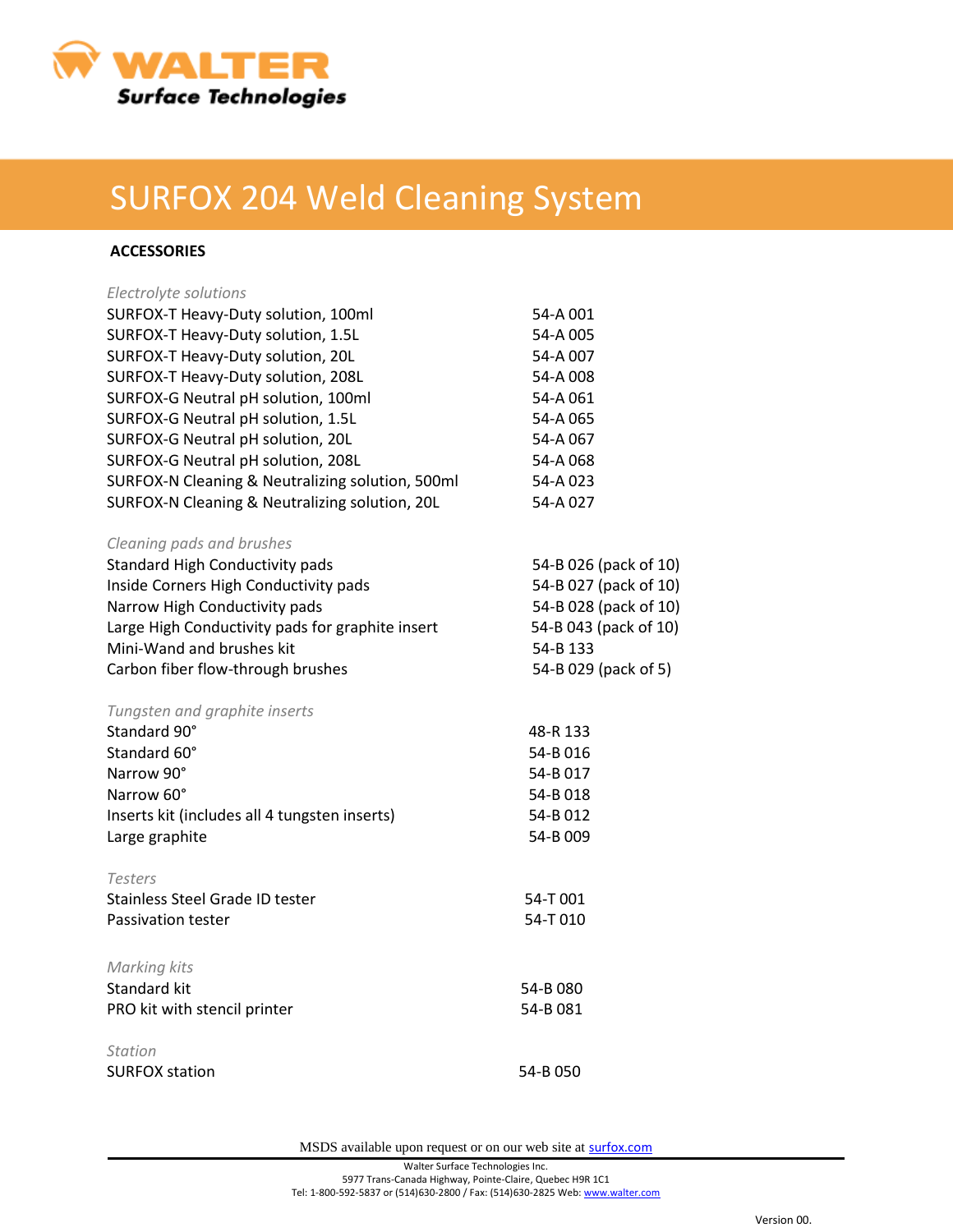# SURFOX 204 Weld Cleaning System

**ACCESSORIES**

| | |
|---|---|
| *Electrolyte solutions* | |
| SURFOX-T Heavy-Duty solution, 100ml | 54-A 001 |
| SURFOX-T Heavy-Duty solution, 1.5L | 54-A 005 |
| SURFOX-T Heavy-Duty solution, 20L | 54-A 007 |
| SURFOX-T Heavy-Duty solution, 208L | 54-A 008 |
| SURFOX-G Neutral pH solution, 100ml | 54-A 061 |
| SURFOX-G Neutral pH solution, 1.5L | 54-A 065 |
| SURFOX-G Neutral pH solution, 20L | 54-A 067 |
| SURFOX-G Neutral pH solution, 208L | 54-A 068 |
| SURFOX-N Cleaning & Neutralizing solution, 500ml | 54-A 023 |
| SURFOX-N Cleaning & Neutralizing solution, 20L | 54-A 027 |
| *Cleaning pads and brushes* | |
| Standard High Conductivity pads | 54-B 026 (pack of 10) |
| Inside Corners High Conductivity pads | 54-B 027 (pack of 10) |
| Narrow High Conductivity pads | 54-B 028 (pack of 10) |
| Large High Conductivity pads for graphite insert | 54-B 043 (pack of 10) |
| Mini-Wand and brushes kit | 54-B 133 |
| Carbon fiber flow-through brushes | 54-B 029 (pack of 5) |
| *Tungsten and graphite inserts* | |
| Standard 90° | 48-R 133 |
| Standard 60° | 54-B 016 |
| Narrow 90° | 54-B 017 |
| Narrow 60° | 54-B 018 |
| Inserts kit (includes all 4 tungsten inserts) | 54-B 012 |
| Large graphite | 54-B 009 |
| *Testers* | |
| Stainless Steel Grade ID tester | 54-T 001 |
| Passivation tester | 54-T 010 |
| *Marking kits* | |
| Standard kit | 54-B 080 |
| PRO kit with stencil printer | 54-B 081 |
| *Station* | |
| SURFOX station | 54-B 050 |

MSDS available upon request or on our web site at surfox.com

Walter Surface Technologies Inc.
5977 Trans-Canada Highway, Pointe-Claire, Quebec H9R 1C1
Tel: 1-800-592-5837 or (514)630-2800 / Fax: (514)630-2825 Web: www.walter.com

Version 00.